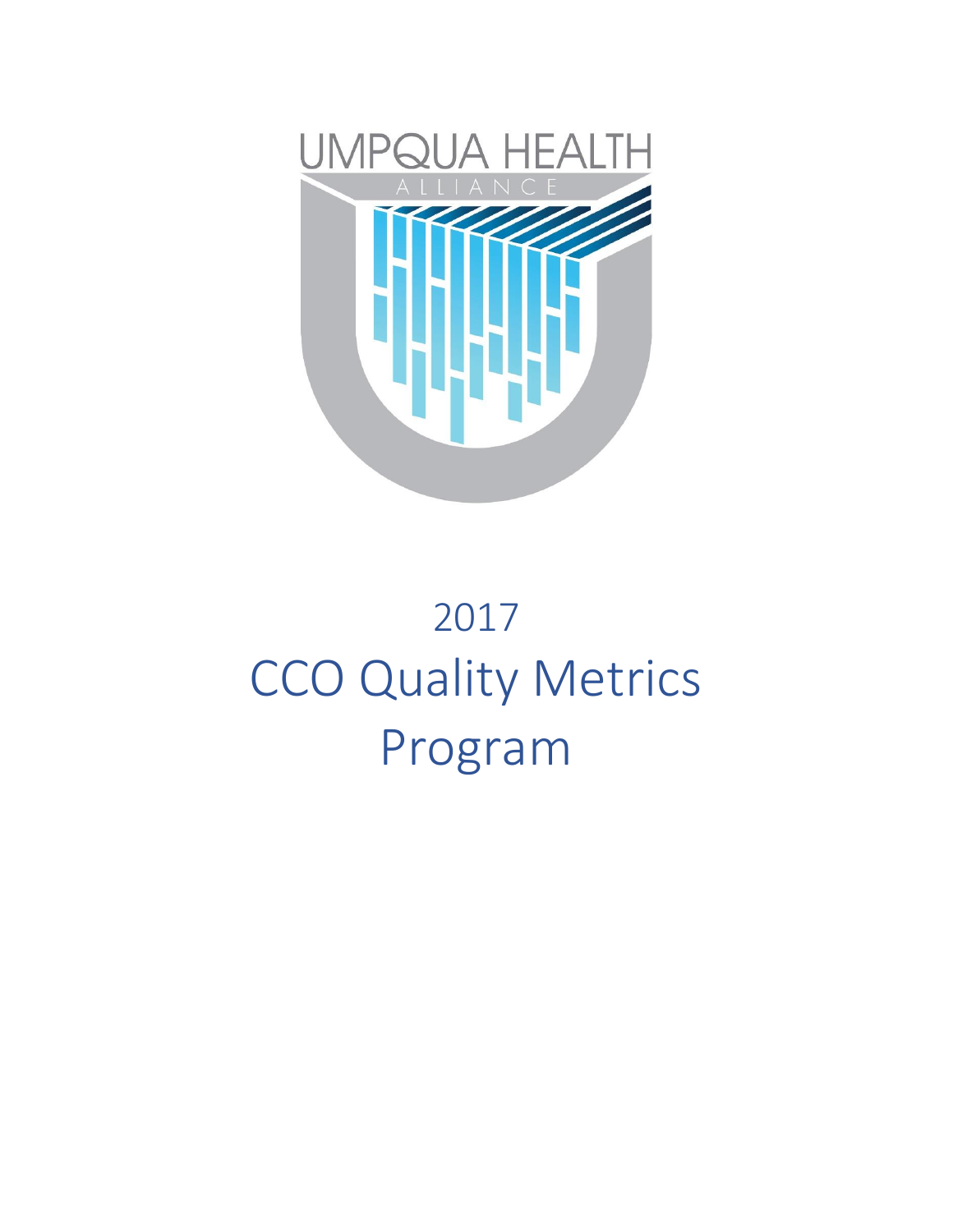UMPQUA HEALTH

ALLIANCE

# 2017
# CCO Quality Metrics Program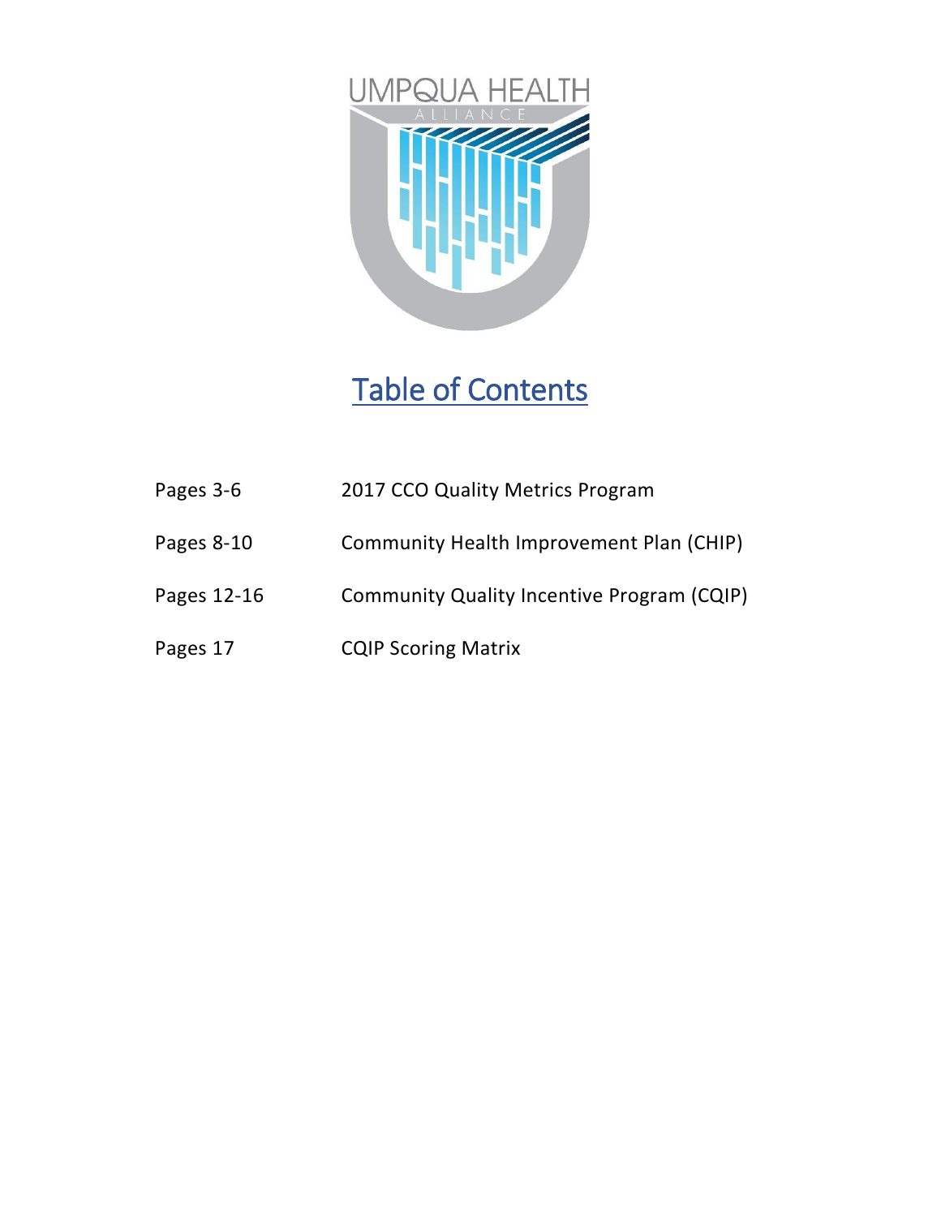UMPQUA HEALTH

ALLIANCE

# Table of Contents

| | |
|---|---|
| Pages 3-6 | 2017 CCO Quality Metrics Program |
| Pages 8-10 | Community Health Improvement Plan (CHIP) |
| Pages 12-16 | Community Quality Incentive Program (CQIP) |
| Pages 17 | CQIP Scoring Matrix |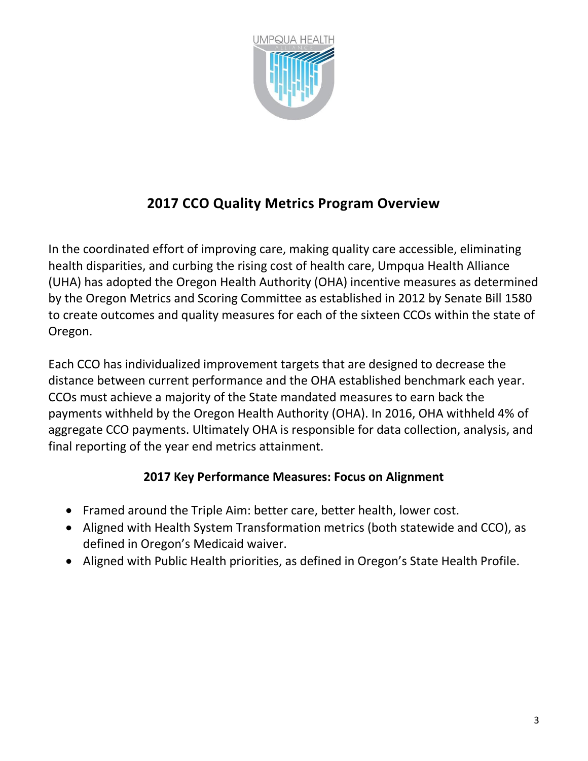## 2017 CCO Quality Metrics Program Overview

In the coordinated effort of improving care, making quality care accessible, eliminating health disparities, and curbing the rising cost of health care, Umpqua Health Alliance (UHA) has adopted the Oregon Health Authority (OHA) incentive measures as determined by the Oregon Metrics and Scoring Committee as established in 2012 by Senate Bill 1580 to create outcomes and quality measures for each of the sixteen CCOs within the state of Oregon.

Each CCO has individualized improvement targets that are designed to decrease the distance between current performance and the OHA established benchmark each year. CCOs must achieve a majority of the State mandated measures to earn back the payments withheld by the Oregon Health Authority (OHA). In 2016, OHA withheld 4% of aggregate CCO payments. Ultimately OHA is responsible for data collection, analysis, and final reporting of the year end metrics attainment.

### 2017 Key Performance Measures: Focus on Alignment

- Framed around the Triple Aim: better care, better health, lower cost.
- Aligned with Health System Transformation metrics (both statewide and CCO), as defined in Oregon's Medicaid waiver.
- Aligned with Public Health priorities, as defined in Oregon's State Health Profile.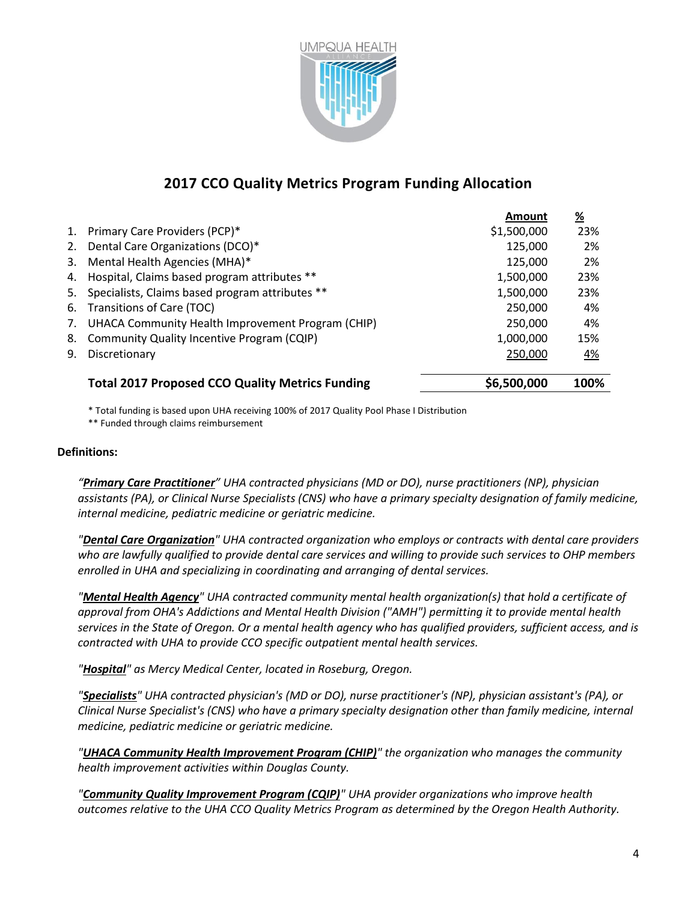# 2017 CCO Quality Metrics Program Funding Allocation

| | | Amount | % |
|---|---|---|---|
| 1. | Primary Care Providers (PCP)* | $1,500,000 | 23% |
| 2. | Dental Care Organizations (DCO)* | 125,000 | 2% |
| 3. | Mental Health Agencies (MHA)* | 125,000 | 2% |
| 4. | Hospital, Claims based program attributes ** | 1,500,000 | 23% |
| 5. | Specialists, Claims based program attributes ** | 1,500,000 | 23% |
| 6. | Transitions of Care (TOC) | 250,000 | 4% |
| 7. | UHACA Community Health Improvement Program (CHIP) | 250,000 | 4% |
| 8. | Community Quality Incentive Program (CQIP) | 1,000,000 | 15% |
| 9. | Discretionary | 250,000 | 4% |
| | **Total 2017 Proposed CCO Quality Metrics Funding** | **$6,500,000** | **100%** |

\* Total funding is based upon UHA receiving 100% of 2017 Quality Pool Phase I Distribution

\*\* Funded through claims reimbursement

**Definitions:**

*"**Primary Care Practitioner**" UHA contracted physicians (MD or DO), nurse practitioners (NP), physician assistants (PA), or Clinical Nurse Specialists (CNS) who have a primary specialty designation of family medicine, internal medicine, pediatric medicine or geriatric medicine.*

*"**Dental Care Organization**" UHA contracted organization who employs or contracts with dental care providers who are lawfully qualified to provide dental care services and willing to provide such services to OHP members enrolled in UHA and specializing in coordinating and arranging of dental services.*

*"**Mental Health Agency**" UHA contracted community mental health organization(s) that hold a certificate of approval from OHA's Addictions and Mental Health Division ("AMH") permitting it to provide mental health services in the State of Oregon. Or a mental health agency who has qualified providers, sufficient access, and is contracted with UHA to provide CCO specific outpatient mental health services.*

*"**Hospital**" as Mercy Medical Center, located in Roseburg, Oregon.*

*"**Specialists**" UHA contracted physician's (MD or DO), nurse practitioner's (NP), physician assistant's (PA), or Clinical Nurse Specialist's (CNS) who have a primary specialty designation other than family medicine, internal medicine, pediatric medicine or geriatric medicine.*

*"**UHACA Community Health Improvement Program (CHIP)**" the organization who manages the community health improvement activities within Douglas County.*

*"**Community Quality Improvement Program (CQIP)**" UHA provider organizations who improve health outcomes relative to the UHA CCO Quality Metrics Program as determined by the Oregon Health Authority.*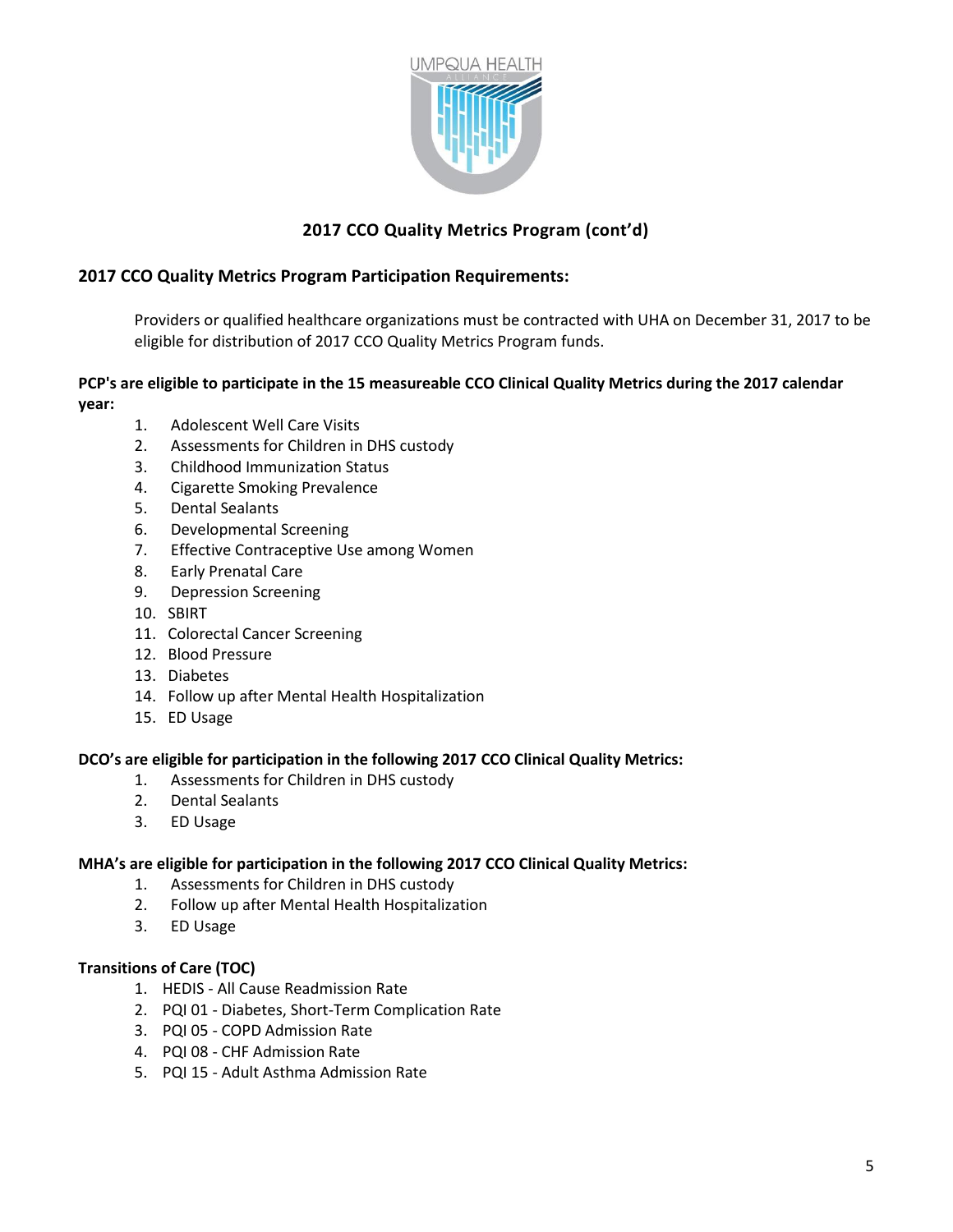## 2017 CCO Quality Metrics Program (cont'd)

### 2017 CCO Quality Metrics Program Participation Requirements:

Providers or qualified healthcare organizations must be contracted with UHA on December 31, 2017 to be eligible for distribution of 2017 CCO Quality Metrics Program funds.

**PCP's are eligible to participate in the 15 measureable CCO Clinical Quality Metrics during the 2017 calendar year:**

1. Adolescent Well Care Visits
2. Assessments for Children in DHS custody
3. Childhood Immunization Status
4. Cigarette Smoking Prevalence
5. Dental Sealants
6. Developmental Screening
7. Effective Contraceptive Use among Women
8. Early Prenatal Care
9. Depression Screening
10. SBIRT
11. Colorectal Cancer Screening
12. Blood Pressure
13. Diabetes
14. Follow up after Mental Health Hospitalization
15. ED Usage

**DCO's are eligible for participation in the following 2017 CCO Clinical Quality Metrics:**

1. Assessments for Children in DHS custody
2. Dental Sealants
3. ED Usage

**MHA's are eligible for participation in the following 2017 CCO Clinical Quality Metrics:**

1. Assessments for Children in DHS custody
2. Follow up after Mental Health Hospitalization
3. ED Usage

**Transitions of Care (TOC)**

1. HEDIS - All Cause Readmission Rate
2. PQI 01 - Diabetes, Short-Term Complication Rate
3. PQI 05 - COPD Admission Rate
4. PQI 08 - CHF Admission Rate
5. PQI 15 - Adult Asthma Admission Rate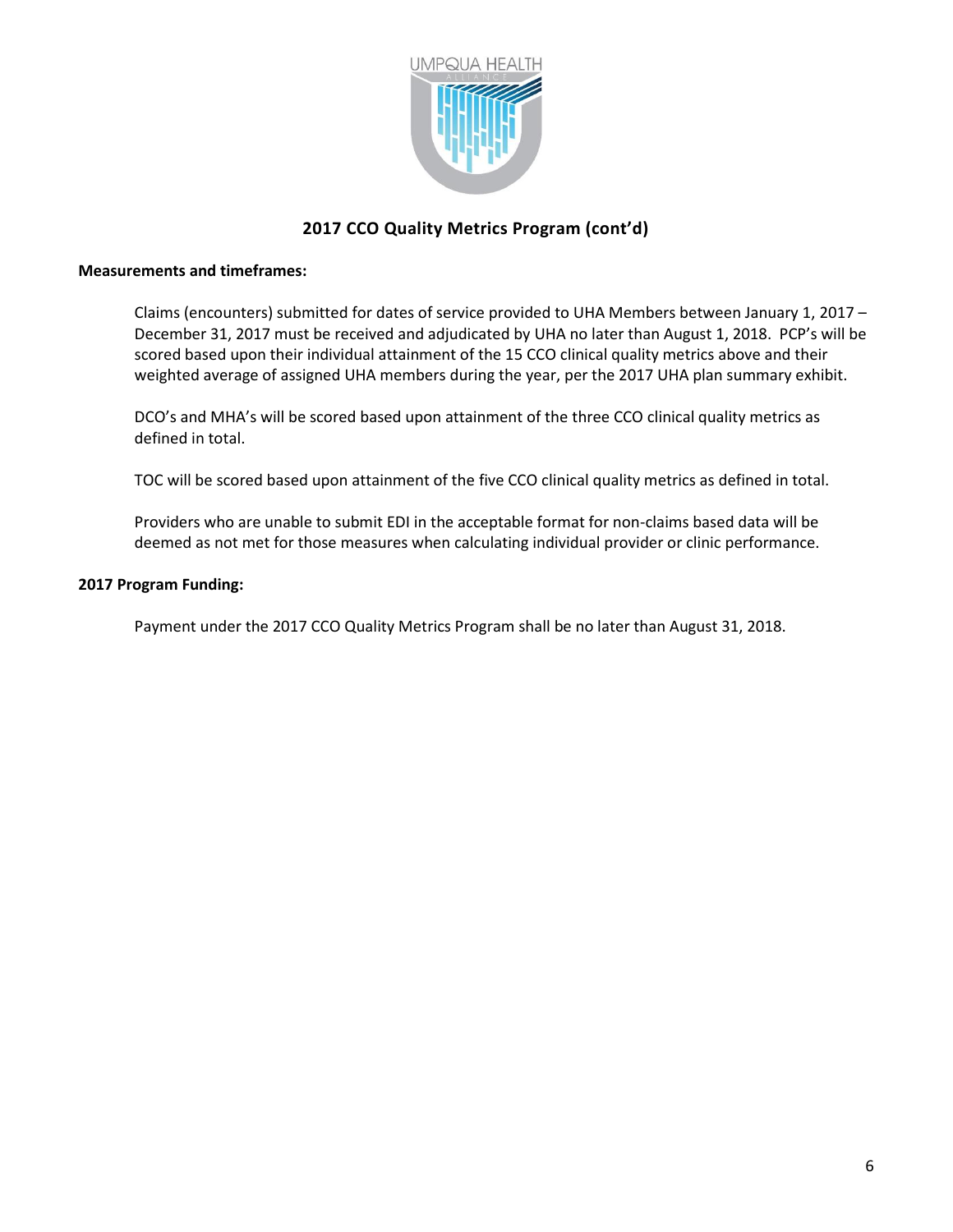## 2017 CCO Quality Metrics Program (cont'd)

**Measurements and timeframes:**

Claims (encounters) submitted for dates of service provided to UHA Members between January 1, 2017 – December 31, 2017 must be received and adjudicated by UHA no later than August 1, 2018. PCP's will be scored based upon their individual attainment of the 15 CCO clinical quality metrics above and their weighted average of assigned UHA members during the year, per the 2017 UHA plan summary exhibit.

DCO's and MHA's will be scored based upon attainment of the three CCO clinical quality metrics as defined in total.

TOC will be scored based upon attainment of the five CCO clinical quality metrics as defined in total.

Providers who are unable to submit EDI in the acceptable format for non-claims based data will be deemed as not met for those measures when calculating individual provider or clinic performance.

**2017 Program Funding:**

Payment under the 2017 CCO Quality Metrics Program shall be no later than August 31, 2018.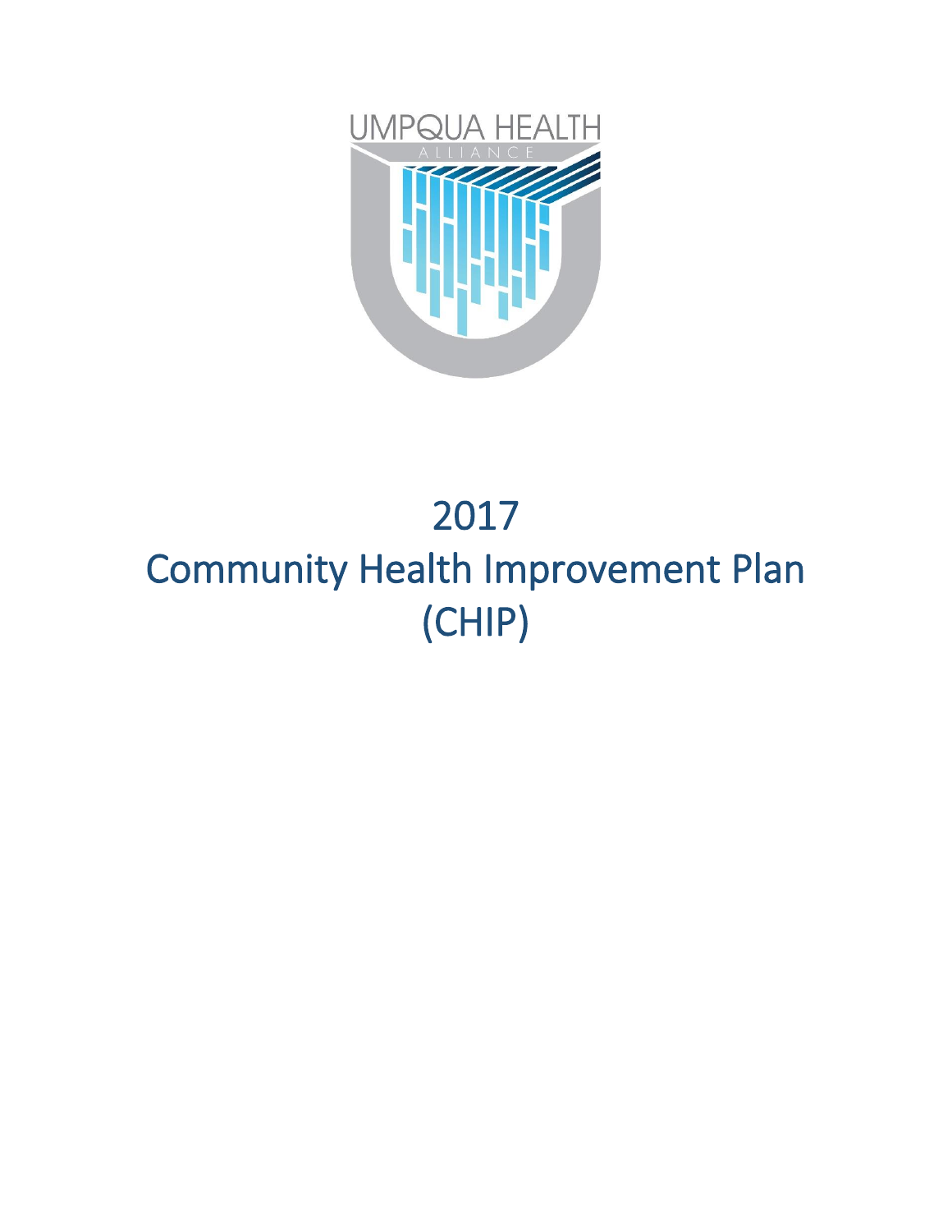# 2017
# Community Health Improvement Plan (CHIP)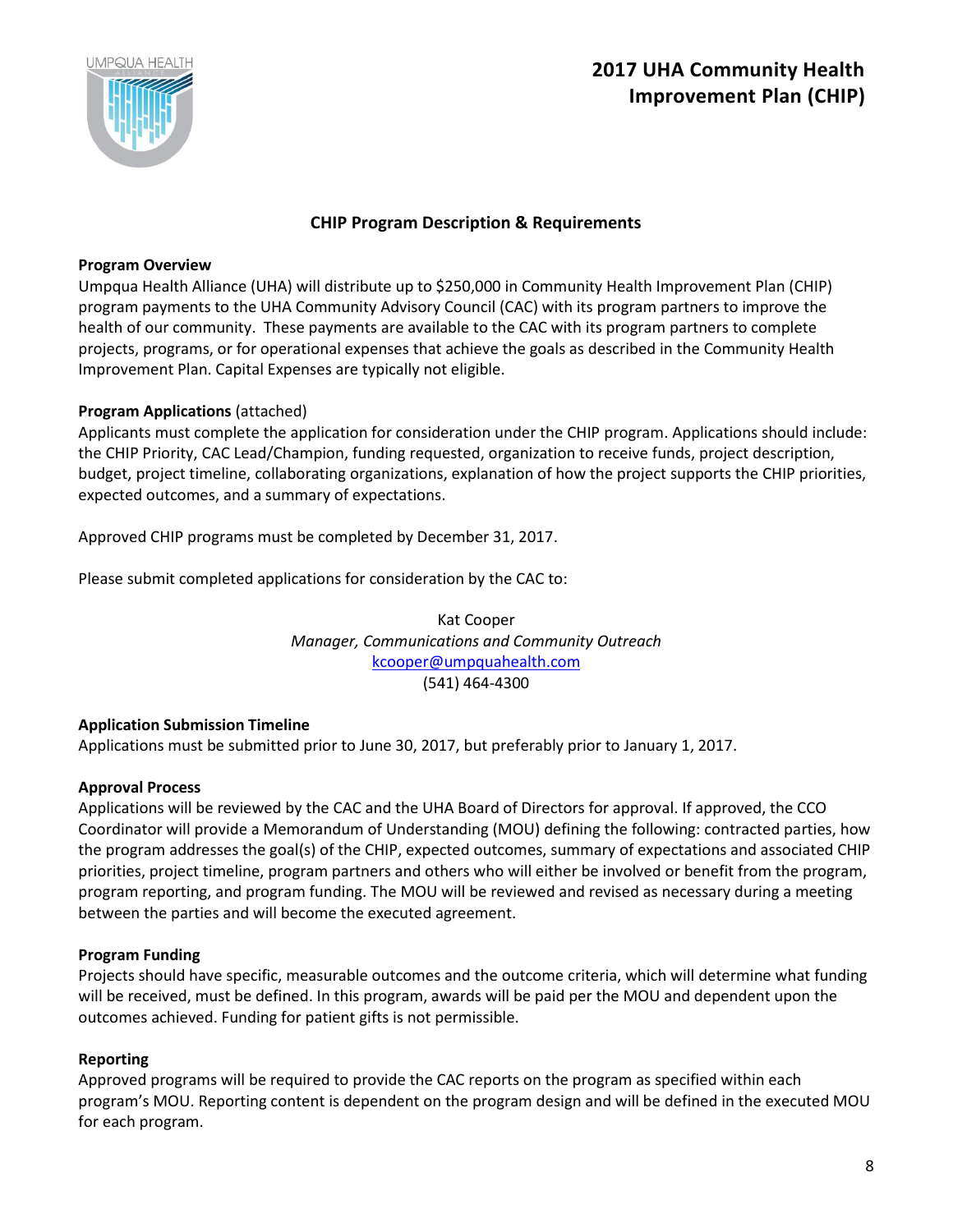## CHIP Program Description & Requirements

**Program Overview**

Umpqua Health Alliance (UHA) will distribute up to $250,000 in Community Health Improvement Plan (CHIP) program payments to the UHA Community Advisory Council (CAC) with its program partners to improve the health of our community. These payments are available to the CAC with its program partners to complete projects, programs, or for operational expenses that achieve the goals as described in the Community Health Improvement Plan. Capital Expenses are typically not eligible.

**Program Applications** (attached)

Applicants must complete the application for consideration under the CHIP program. Applications should include: the CHIP Priority, CAC Lead/Champion, funding requested, organization to receive funds, project description, budget, project timeline, collaborating organizations, explanation of how the project supports the CHIP priorities, expected outcomes, and a summary of expectations.

Approved CHIP programs must be completed by December 31, 2017.

Please submit completed applications for consideration by the CAC to:

Kat Cooper
*Manager, Communications and Community Outreach*
kcooper@umpquahealth.com
(541) 464-4300

**Application Submission Timeline**

Applications must be submitted prior to June 30, 2017, but preferably prior to January 1, 2017.

**Approval Process**

Applications will be reviewed by the CAC and the UHA Board of Directors for approval. If approved, the CCO Coordinator will provide a Memorandum of Understanding (MOU) defining the following: contracted parties, how the program addresses the goal(s) of the CHIP, expected outcomes, summary of expectations and associated CHIP priorities, project timeline, program partners and others who will either be involved or benefit from the program, program reporting, and program funding. The MOU will be reviewed and revised as necessary during a meeting between the parties and will become the executed agreement.

**Program Funding**

Projects should have specific, measurable outcomes and the outcome criteria, which will determine what funding will be received, must be defined. In this program, awards will be paid per the MOU and dependent upon the outcomes achieved. Funding for patient gifts is not permissible.

**Reporting**

Approved programs will be required to provide the CAC reports on the program as specified within each program's MOU. Reporting content is dependent on the program design and will be defined in the executed MOU for each program.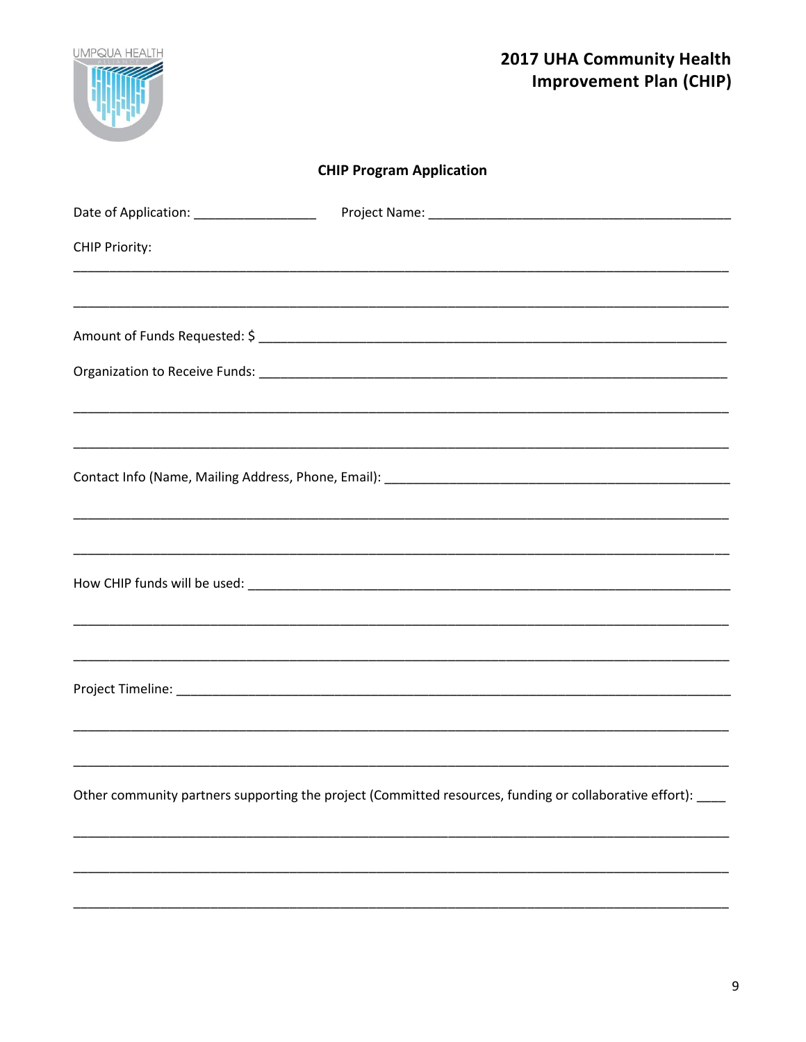# 2017 UHA Community Health Improvement Plan (CHIP)

## CHIP Program Application

Date of Application: _________________ Project Name: ___________________________________________

CHIP Priority:

_____________________________________________________________________________________

_____________________________________________________________________________________

Amount of Funds Requested: $ ____________________________________________________________

Organization to Receive Funds: ____________________________________________________________

_____________________________________________________________________________________

_____________________________________________________________________________________

Contact Info (Name, Mailing Address, Phone, Email): _________________________________________________

_____________________________________________________________________________________

_____________________________________________________________________________________

How CHIP funds will be used: ______________________________________________________________

_____________________________________________________________________________________

_____________________________________________________________________________________

Project Timeline: _______________________________________________________________________

_____________________________________________________________________________________

_____________________________________________________________________________________

Other community partners supporting the project (Committed resources, funding or collaborative effort): ____

_____________________________________________________________________________________

_____________________________________________________________________________________

_____________________________________________________________________________________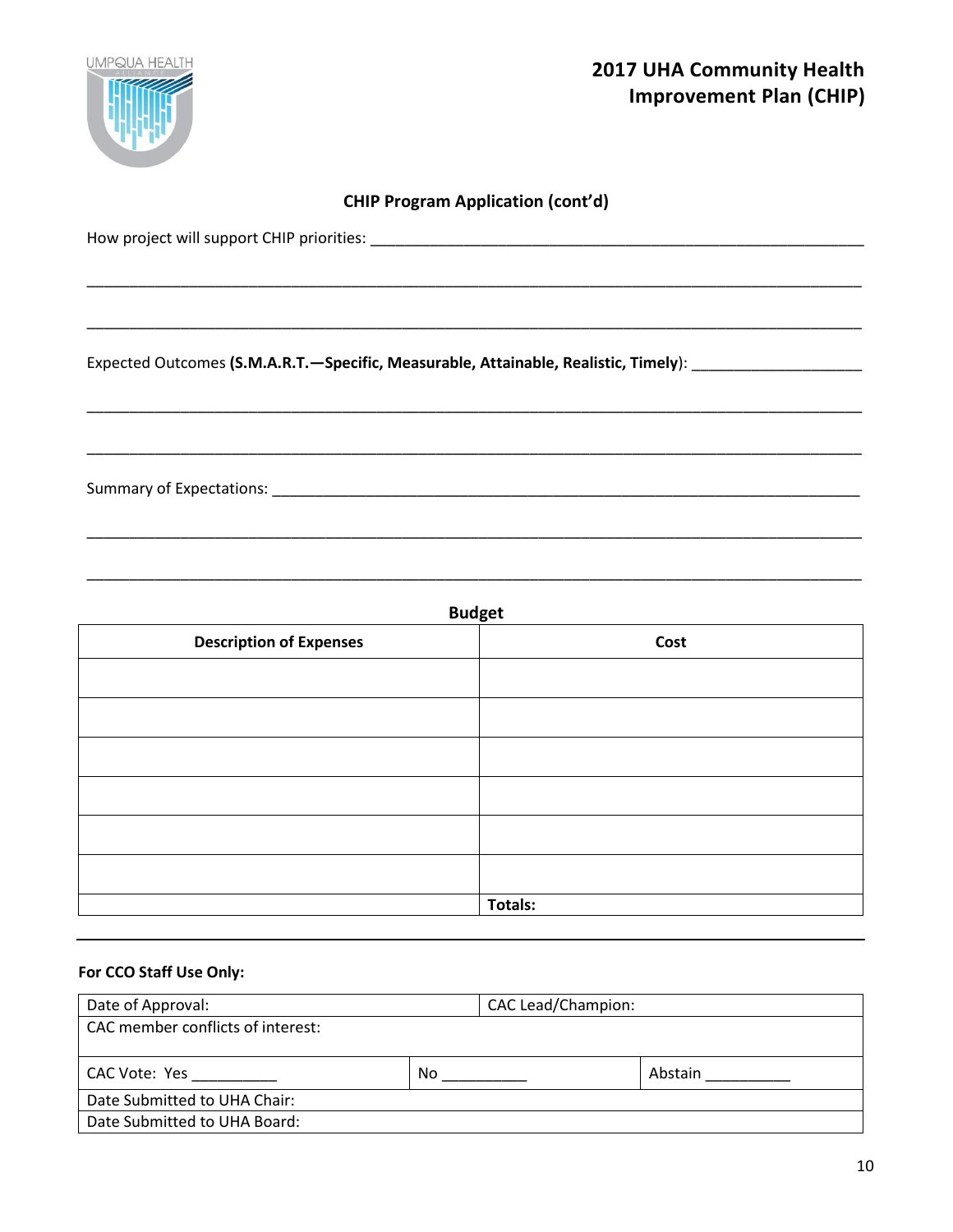## CHIP Program Application (cont'd)

How project will support CHIP priorities: ____________________________________________________________

______________________________________________________________________________________________

______________________________________________________________________________________________

Expected Outcomes **(S.M.A.R.T.—Specific, Measurable, Attainable, Realistic, Timely)**: ____________________

______________________________________________________________________________________________

______________________________________________________________________________________________

Summary of Expectations: __________________________________________________________________________

______________________________________________________________________________________________

______________________________________________________________________________________________

### Budget

| Description of Expenses | Cost |
|---|---|
| | |
| | |
| | |
| | |
| | |
| | |
| | **Totals:** |

---

**For CCO Staff Use Only:**

| Date of Approval: | | CAC Lead/Champion: |
|---|---|---|
| CAC member conflicts of interest: | | |
| CAC Vote: Yes __________ | No __________ | Abstain __________ |
| Date Submitted to UHA Chair: | | |
| Date Submitted to UHA Board: | | |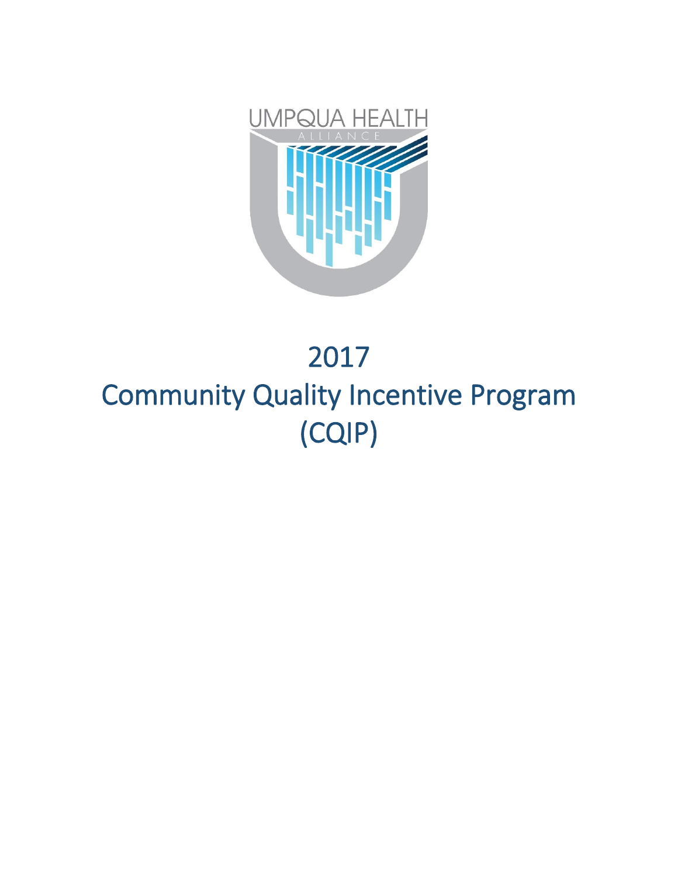UMPQUA HEALTH

ALLIANCE

# 2017
# Community Quality Incentive Program (CQIP)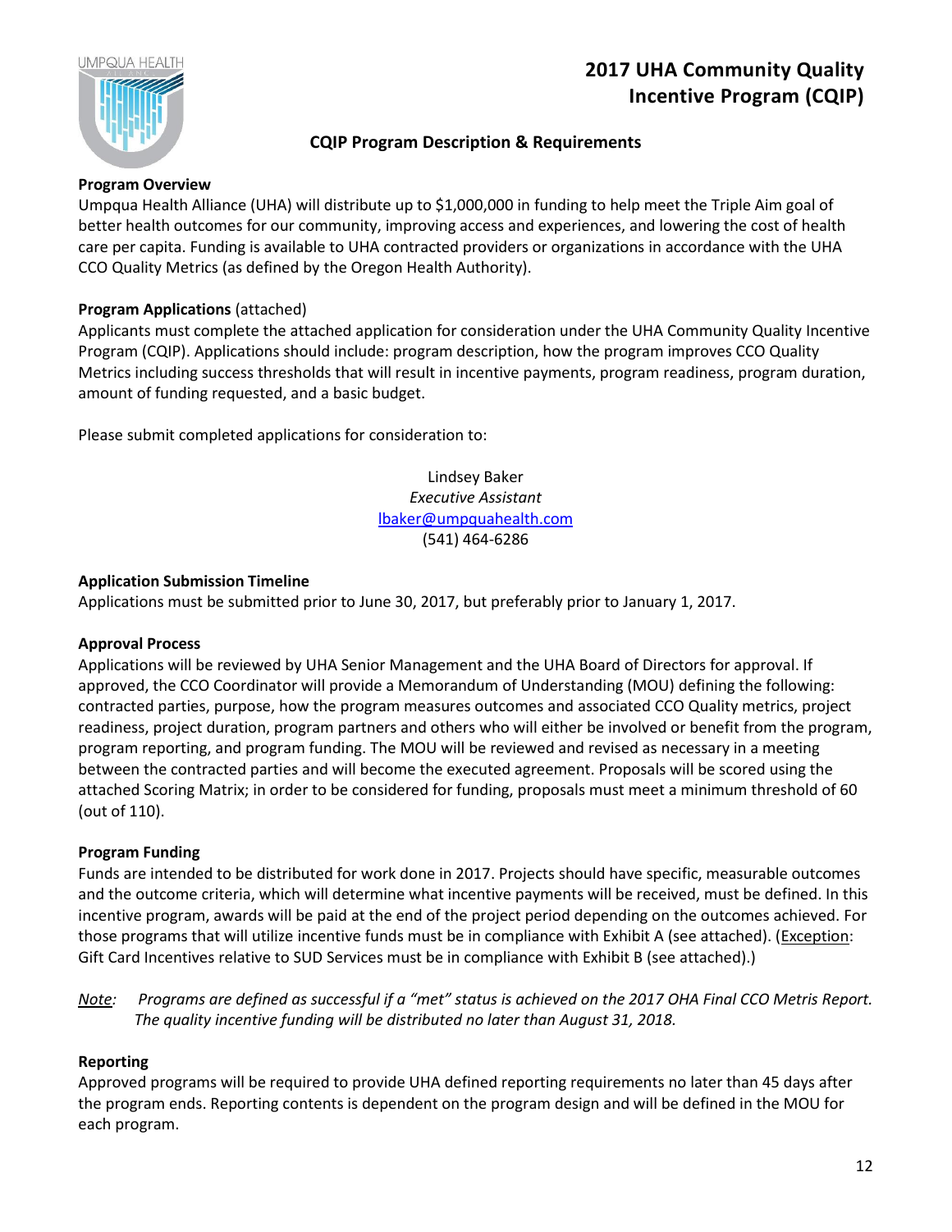# 2017 UHA Community Quality Incentive Program (CQIP)

## CQIP Program Description & Requirements

**Program Overview**

Umpqua Health Alliance (UHA) will distribute up to $1,000,000 in funding to help meet the Triple Aim goal of better health outcomes for our community, improving access and experiences, and lowering the cost of health care per capita. Funding is available to UHA contracted providers or organizations in accordance with the UHA CCO Quality Metrics (as defined by the Oregon Health Authority).

**Program Applications** (attached)

Applicants must complete the attached application for consideration under the UHA Community Quality Incentive Program (CQIP). Applications should include: program description, how the program improves CCO Quality Metrics including success thresholds that will result in incentive payments, program readiness, program duration, amount of funding requested, and a basic budget.

Please submit completed applications for consideration to:

Lindsey Baker
*Executive Assistant*
lbaker@umpquahealth.com
(541) 464-6286

**Application Submission Timeline**

Applications must be submitted prior to June 30, 2017, but preferably prior to January 1, 2017.

**Approval Process**

Applications will be reviewed by UHA Senior Management and the UHA Board of Directors for approval. If approved, the CCO Coordinator will provide a Memorandum of Understanding (MOU) defining the following: contracted parties, purpose, how the program measures outcomes and associated CCO Quality metrics, project readiness, project duration, program partners and others who will either be involved or benefit from the program, program reporting, and program funding. The MOU will be reviewed and revised as necessary in a meeting between the contracted parties and will become the executed agreement. Proposals will be scored using the attached Scoring Matrix; in order to be considered for funding, proposals must meet a minimum threshold of 60 (out of 110).

**Program Funding**

Funds are intended to be distributed for work done in 2017. Projects should have specific, measurable outcomes and the outcome criteria, which will determine what incentive payments will be received, must be defined. In this incentive program, awards will be paid at the end of the project period depending on the outcomes achieved. For those programs that will utilize incentive funds must be in compliance with Exhibit A (see attached). (Exception: Gift Card Incentives relative to SUD Services must be in compliance with Exhibit B (see attached).)

*Note: Programs are defined as successful if a "met" status is achieved on the 2017 OHA Final CCO Metris Report. The quality incentive funding will be distributed no later than August 31, 2018.*

**Reporting**

Approved programs will be required to provide UHA defined reporting requirements no later than 45 days after the program ends. Reporting contents is dependent on the program design and will be defined in the MOU for each program.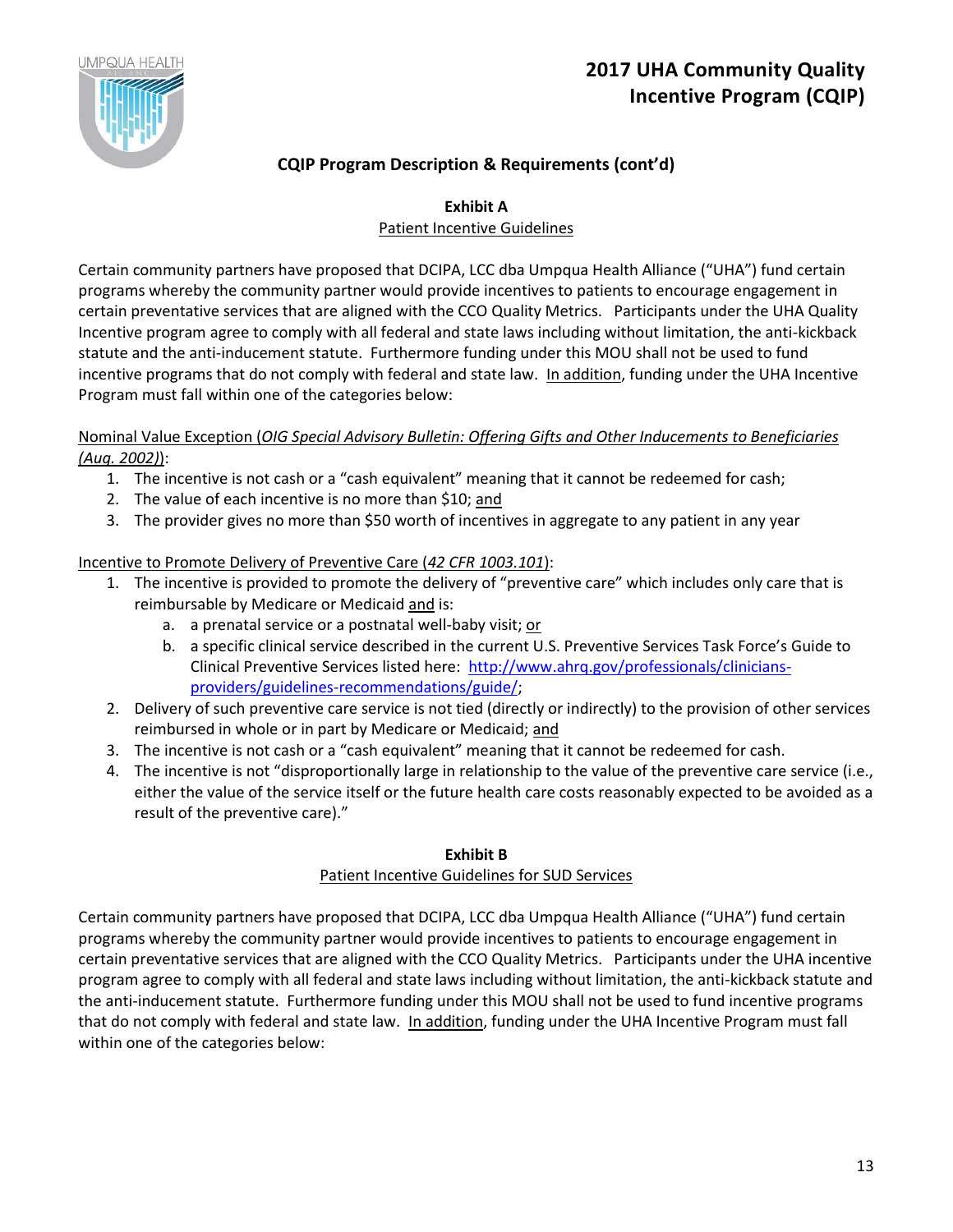## CQIP Program Description & Requirements (cont'd)

### Exhibit A

Patient Incentive Guidelines

Certain community partners have proposed that DCIPA, LCC dba Umpqua Health Alliance ("UHA") fund certain programs whereby the community partner would provide incentives to patients to encourage engagement in certain preventative services that are aligned with the CCO Quality Metrics. Participants under the UHA Quality Incentive program agree to comply with all federal and state laws including without limitation, the anti-kickback statute and the anti-inducement statute. Furthermore funding under this MOU shall not be used to fund incentive programs that do not comply with federal and state law. In addition, funding under the UHA Incentive Program must fall within one of the categories below:

Nominal Value Exception (*OIG Special Advisory Bulletin: Offering Gifts and Other Inducements to Beneficiaries (Aug. 2002)*):

1. The incentive is not cash or a "cash equivalent" meaning that it cannot be redeemed for cash;
2. The value of each incentive is no more than $10; and
3. The provider gives no more than $50 worth of incentives in aggregate to any patient in any year

Incentive to Promote Delivery of Preventive Care (*42 CFR 1003.101*):

1. The incentive is provided to promote the delivery of "preventive care" which includes only care that is reimbursable by Medicare or Medicaid and is:
   a. a prenatal service or a postnatal well-baby visit; or
   b. a specific clinical service described in the current U.S. Preventive Services Task Force's Guide to Clinical Preventive Services listed here: http://www.ahrq.gov/professionals/clinicians-providers/guidelines-recommendations/guide/;
2. Delivery of such preventive care service is not tied (directly or indirectly) to the provision of other services reimbursed in whole or in part by Medicare or Medicaid; and
3. The incentive is not cash or a "cash equivalent" meaning that it cannot be redeemed for cash.
4. The incentive is not "disproportionally large in relationship to the value of the preventive care service (i.e., either the value of the service itself or the future health care costs reasonably expected to be avoided as a result of the preventive care)."

### Exhibit B

Patient Incentive Guidelines for SUD Services

Certain community partners have proposed that DCIPA, LCC dba Umpqua Health Alliance ("UHA") fund certain programs whereby the community partner would provide incentives to patients to encourage engagement in certain preventative services that are aligned with the CCO Quality Metrics. Participants under the UHA incentive program agree to comply with all federal and state laws including without limitation, the anti-kickback statute and the anti-inducement statute. Furthermore funding under this MOU shall not be used to fund incentive programs that do not comply with federal and state law. In addition, funding under the UHA Incentive Program must fall within one of the categories below: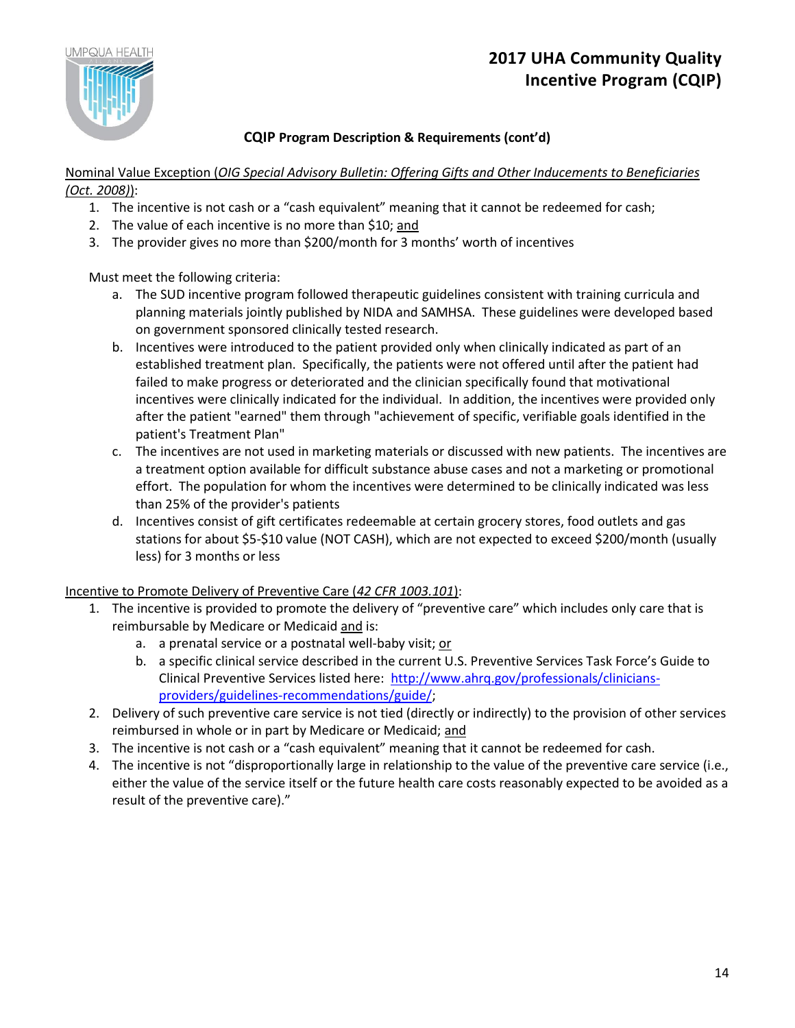## CQIP Program Description & Requirements (cont'd)

<u>Nominal Value Exception (*OIG Special Advisory Bulletin: Offering Gifts and Other Inducements to Beneficiaries (Oct. 2008)*)</u>:

1. The incentive is not cash or a "cash equivalent" meaning that it cannot be redeemed for cash;
2. The value of each incentive is no more than $10; <u>and</u>
3. The provider gives no more than $200/month for 3 months' worth of incentives

Must meet the following criteria:

a. The SUD incentive program followed therapeutic guidelines consistent with training curricula and planning materials jointly published by NIDA and SAMHSA. These guidelines were developed based on government sponsored clinically tested research.
b. Incentives were introduced to the patient provided only when clinically indicated as part of an established treatment plan. Specifically, the patients were not offered until after the patient had failed to make progress or deteriorated and the clinician specifically found that motivational incentives were clinically indicated for the individual. In addition, the incentives were provided only after the patient "earned" them through "achievement of specific, verifiable goals identified in the patient's Treatment Plan"
c. The incentives are not used in marketing materials or discussed with new patients. The incentives are a treatment option available for difficult substance abuse cases and not a marketing or promotional effort. The population for whom the incentives were determined to be clinically indicated was less than 25% of the provider's patients
d. Incentives consist of gift certificates redeemable at certain grocery stores, food outlets and gas stations for about $5-$10 value (NOT CASH), which are not expected to exceed $200/month (usually less) for 3 months or less

<u>Incentive to Promote Delivery of Preventive Care (*42 CFR 1003.101*)</u>:

1. The incentive is provided to promote the delivery of "preventive care" which includes only care that is reimbursable by Medicare or Medicaid <u>and</u> is:
   a. a prenatal service or a postnatal well-baby visit; <u>or</u>
   b. a specific clinical service described in the current U.S. Preventive Services Task Force's Guide to Clinical Preventive Services listed here: [http://www.ahrq.gov/professionals/clinicians-providers/guidelines-recommendations/guide/](http://www.ahrq.gov/professionals/clinicians-providers/guidelines-recommendations/guide/);
2. Delivery of such preventive care service is not tied (directly or indirectly) to the provision of other services reimbursed in whole or in part by Medicare or Medicaid; <u>and</u>
3. The incentive is not cash or a "cash equivalent" meaning that it cannot be redeemed for cash.
4. The incentive is not "disproportionally large in relationship to the value of the preventive care service (i.e., either the value of the service itself or the future health care costs reasonably expected to be avoided as a result of the preventive care)."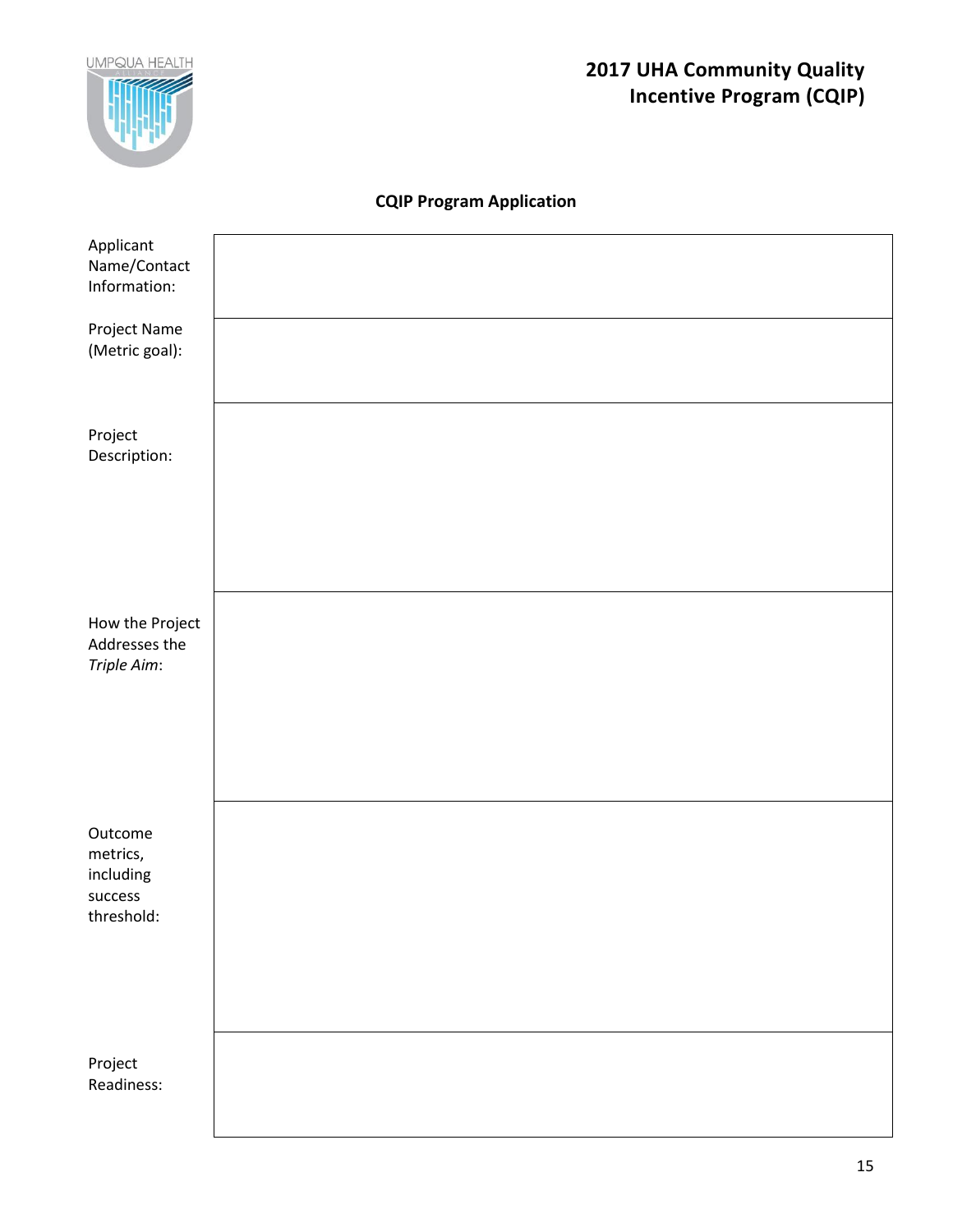# 2017 UHA Community Quality Incentive Program (CQIP)

## CQIP Program Application

| | |
|---|---|
| Applicant Name/Contact Information: | |
| Project Name (Metric goal): | |
| Project Description: | |
| How the Project Addresses the *Triple Aim*: | |
| Outcome metrics, including success threshold: | |
| Project Readiness: | |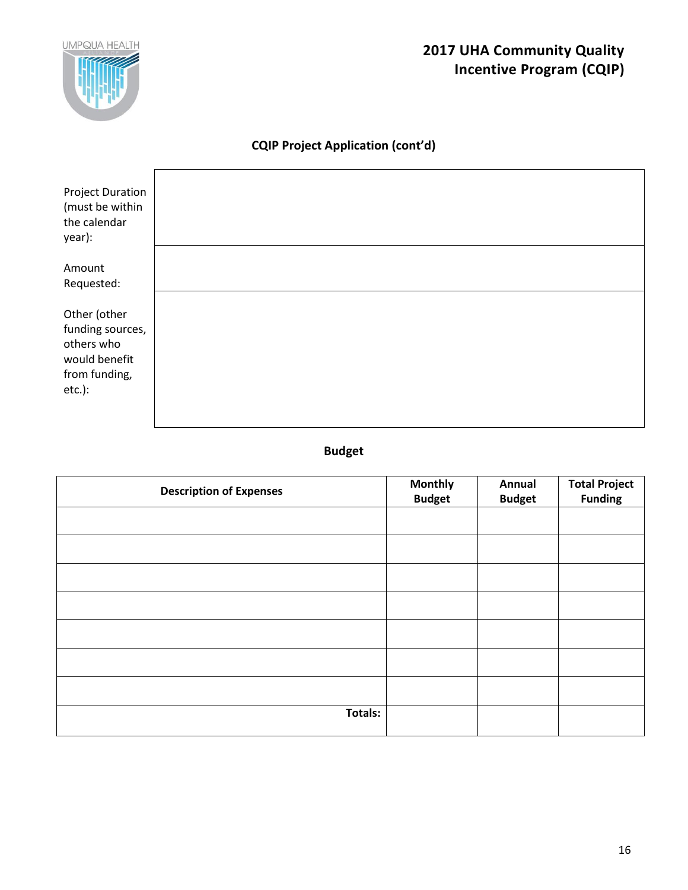# 2017 UHA Community Quality Incentive Program (CQIP)

## CQIP Project Application (cont'd)

| | |
|---|---|
| Project Duration (must be within the calendar year): | |
| Amount Requested: | |
| Other (other funding sources, others who would benefit from funding, etc.): | |

## Budget

| Description of Expenses | Monthly Budget | Annual Budget | Total Project Funding |
|---|---|---|---|
| | | | |
| | | | |
| | | | |
| | | | |
| | | | |
| | | | |
| | | | |
| **Totals:** | | | |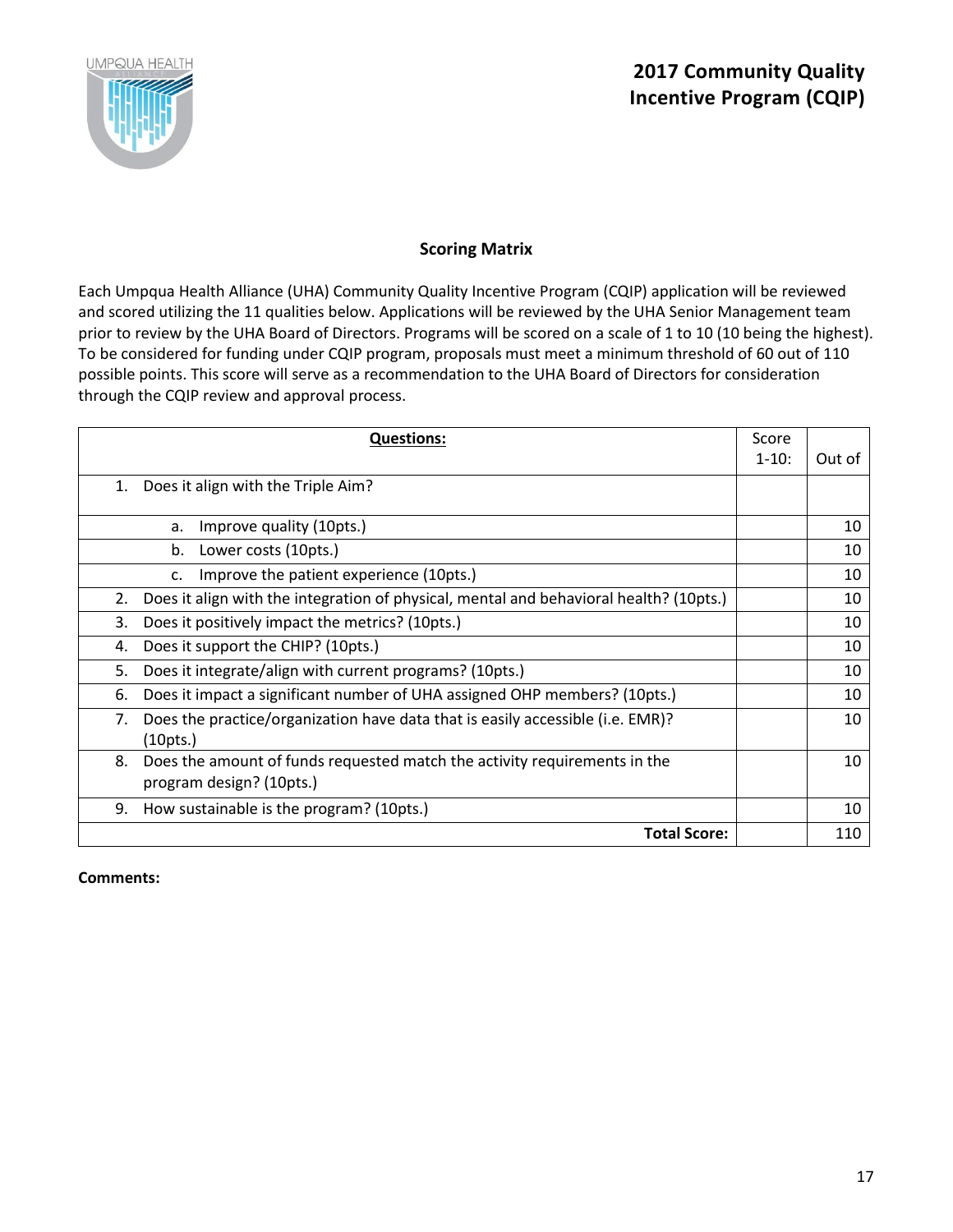# 2017 Community Quality Incentive Program (CQIP)

## Scoring Matrix

Each Umpqua Health Alliance (UHA) Community Quality Incentive Program (CQIP) application will be reviewed and scored utilizing the 11 qualities below. Applications will be reviewed by the UHA Senior Management team prior to review by the UHA Board of Directors. Programs will be scored on a scale of 1 to 10 (10 being the highest). To be considered for funding under CQIP program, proposals must meet a minimum threshold of 60 out of 110 possible points. This score will serve as a recommendation to the UHA Board of Directors for consideration through the CQIP review and approval process.

| **Questions:** | Score 1-10: | Out of |
|---|---|---|
| 1. Does it align with the Triple Aim? | | |
| a. Improve quality (10pts.) | | 10 |
| b. Lower costs (10pts.) | | 10 |
| c. Improve the patient experience (10pts.) | | 10 |
| 2. Does it align with the integration of physical, mental and behavioral health? (10pts.) | | 10 |
| 3. Does it positively impact the metrics? (10pts.) | | 10 |
| 4. Does it support the CHIP? (10pts.) | | 10 |
| 5. Does it integrate/align with current programs? (10pts.) | | 10 |
| 6. Does it impact a significant number of UHA assigned OHP members? (10pts.) | | 10 |
| 7. Does the practice/organization have data that is easily accessible (i.e. EMR)? (10pts.) | | 10 |
| 8. Does the amount of funds requested match the activity requirements in the program design? (10pts.) | | 10 |
| 9. How sustainable is the program? (10pts.) | | 10 |
| **Total Score:** | | 110 |

**Comments:**